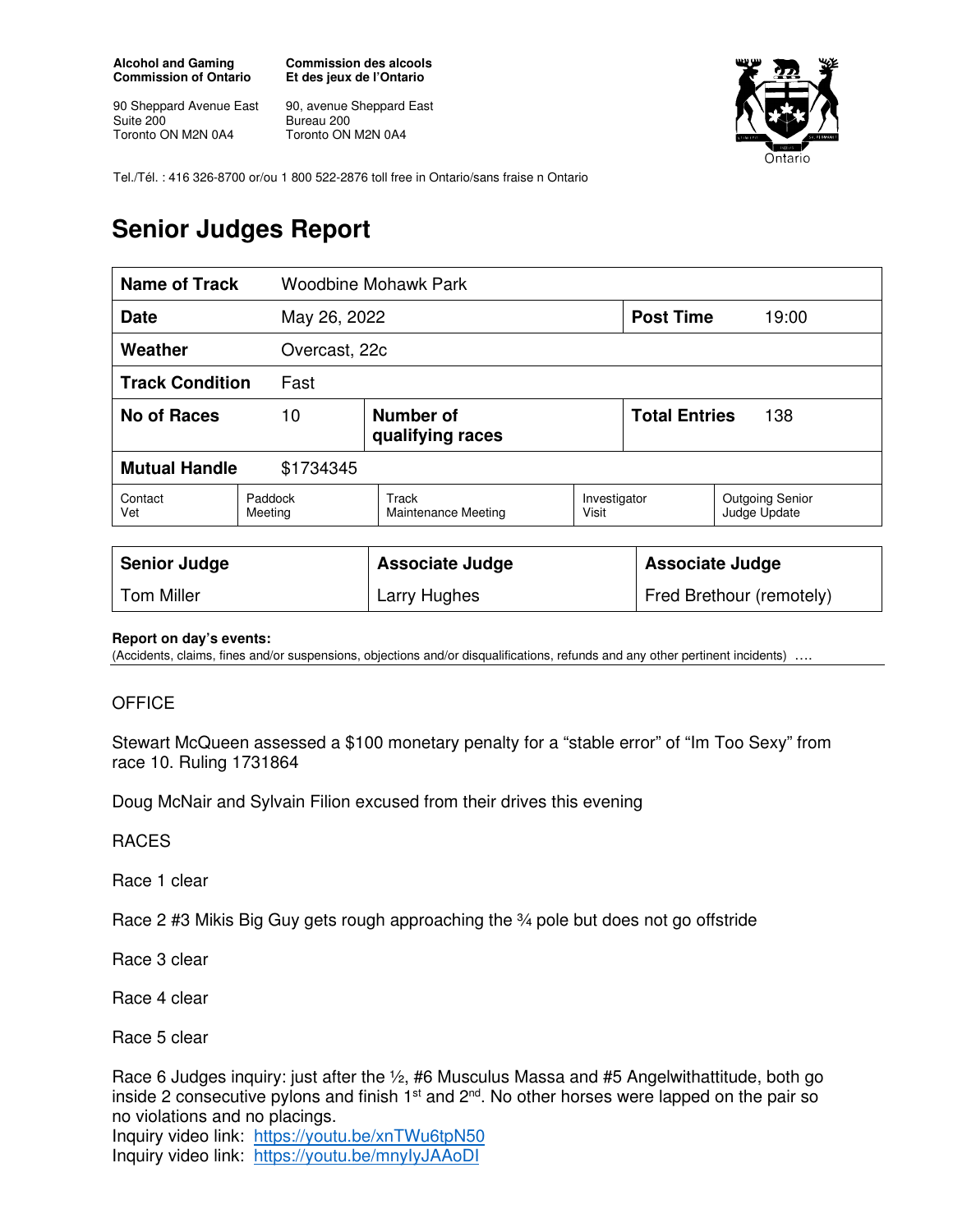**Alcohol and Gaming Commission of Ontario**
90 Sheppard Avenue East
Suite 200
Toronto ON M2N 0A4

**Commission des alcools Et des jeux de l'Ontario**
90, avenue Sheppard East
Bureau 200
Toronto ON M2N 0A4

Tel./Tél. : 416 326-8700 or/ou 1 800 522-2876 toll free in Ontario/sans fraise n Ontario

# Senior Judges Report

| **Name of Track** | Woodbine Mohawk Park | | | | |
|---|---|---|---|---|---|
| **Date** | May 26, 2022 | | | **Post Time** | 19:00 |
| **Weather** | Overcast, 22c | | | | |
| **Track Condition** | Fast | | | | |
| **No of Races** | 10 | **Number of qualifying races** | | **Total Entries** | 138 |
| **Mutual Handle** | $1734345 | | | | |
| Contact Vet | Paddock Meeting | Track Maintenance Meeting | | Investigator Visit | Outgoing Senior Judge Update |

| **Senior Judge** | **Associate Judge** | **Associate Judge** |
|---|---|---|
| Tom Miller | Larry Hughes | Fred Brethour (remotely) |

**Report on day's events:**
(Accidents, claims, fines and/or suspensions, objections and/or disqualifications, refunds and any other pertinent incidents) ….

OFFICE

Stewart McQueen assessed a $100 monetary penalty for a "stable error" of "Im Too Sexy" from race 10. Ruling 1731864

Doug McNair and Sylvain Filion excused from their drives this evening

RACES

Race 1 clear

Race 2 #3 Mikis Big Guy gets rough approaching the ¾ pole but does not go offstride

Race 3 clear

Race 4 clear

Race 5 clear

Race 6 Judges inquiry: just after the ½, #6 Musculus Massa and #5 Angelwithattitude, both go inside 2 consecutive pylons and finish 1st and 2nd. No other horses were lapped on the pair so no violations and no placings.
Inquiry video link: https://youtu.be/xnTWu6tpN50
Inquiry video link: https://youtu.be/mnyIyJAAoDI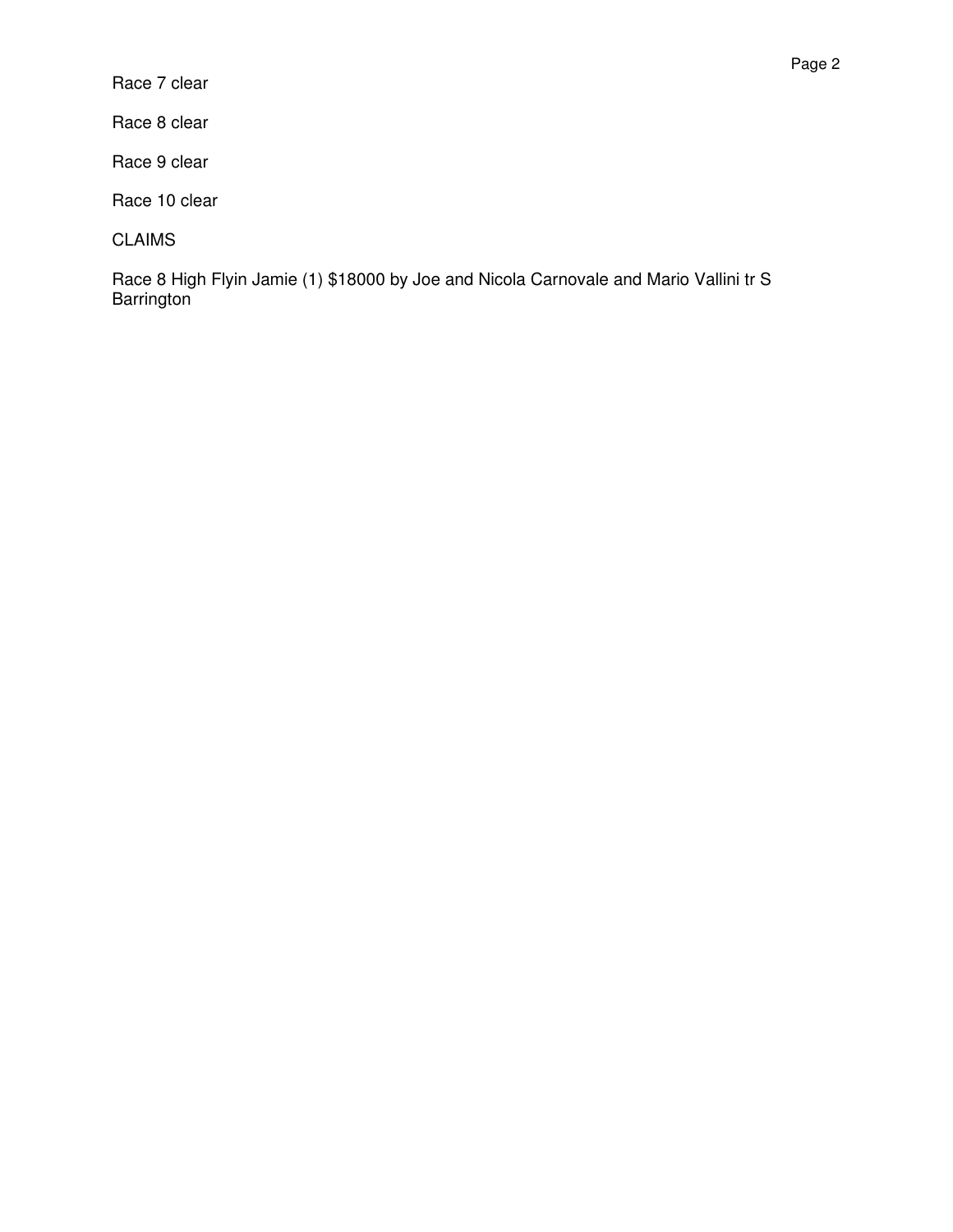Race 7 clear

Race 8 clear

Race 9 clear

Race 10 clear

CLAIMS

Race 8 High Flyin Jamie (1) $18000 by Joe and Nicola Carnovale and Mario Vallini tr S Barrington